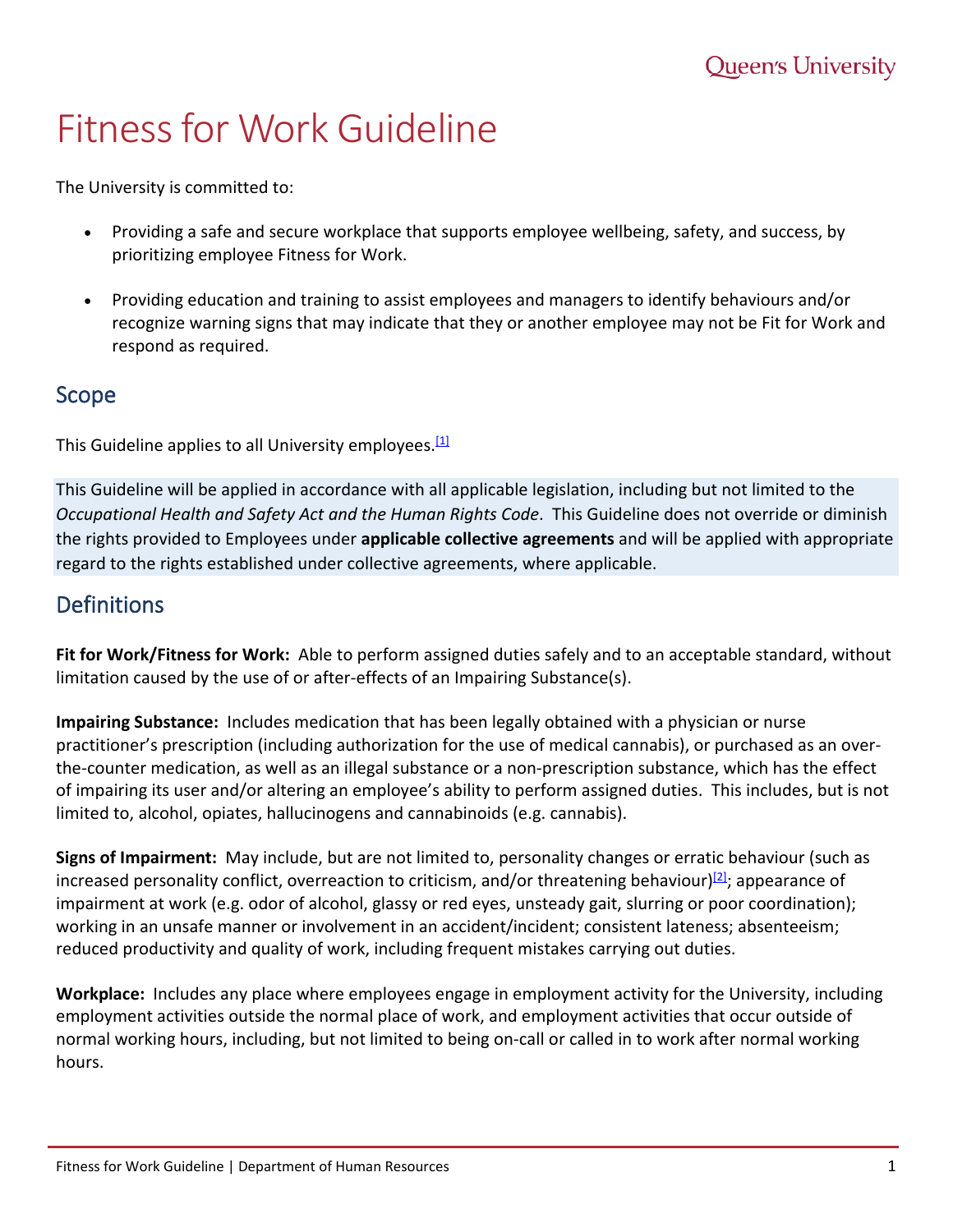# Fitness for Work Guideline

The University is committed to:

- Providing a safe and secure workplace that supports employee wellbeing, safety, and success, by prioritizing employee Fitness for Work.
- Providing education and training to assist employees and managers to identify behaviours and/or recognize warning signs that may indicate that they or another employee may not be Fit for Work and respond as required.

## Scope

This Guideline applies to all University employees.[1]

This Guideline will be applied in accordance with all applicable legislation, including but not limited to the *Occupational Health and Safety Act and the Human Rights Code*. This Guideline does not override or diminish the rights provided to Employees under **applicable collective agreements** and will be applied with appropriate regard to the rights established under collective agreements, where applicable.

## Definitions

**Fit for Work/Fitness for Work:** Able to perform assigned duties safely and to an acceptable standard, without limitation caused by the use of or after-effects of an Impairing Substance(s).

**Impairing Substance:** Includes medication that has been legally obtained with a physician or nurse practitioner's prescription (including authorization for the use of medical cannabis), or purchased as an over-the-counter medication, as well as an illegal substance or a non-prescription substance, which has the effect of impairing its user and/or altering an employee's ability to perform assigned duties. This includes, but is not limited to, alcohol, opiates, hallucinogens and cannabinoids (e.g. cannabis).

**Signs of Impairment:** May include, but are not limited to, personality changes or erratic behaviour (such as increased personality conflict, overreaction to criticism, and/or threatening behaviour)[2]; appearance of impairment at work (e.g. odor of alcohol, glassy or red eyes, unsteady gait, slurring or poor coordination); working in an unsafe manner or involvement in an accident/incident; consistent lateness; absenteeism; reduced productivity and quality of work, including frequent mistakes carrying out duties.

**Workplace:** Includes any place where employees engage in employment activity for the University, including employment activities outside the normal place of work, and employment activities that occur outside of normal working hours, including, but not limited to being on-call or called in to work after normal working hours.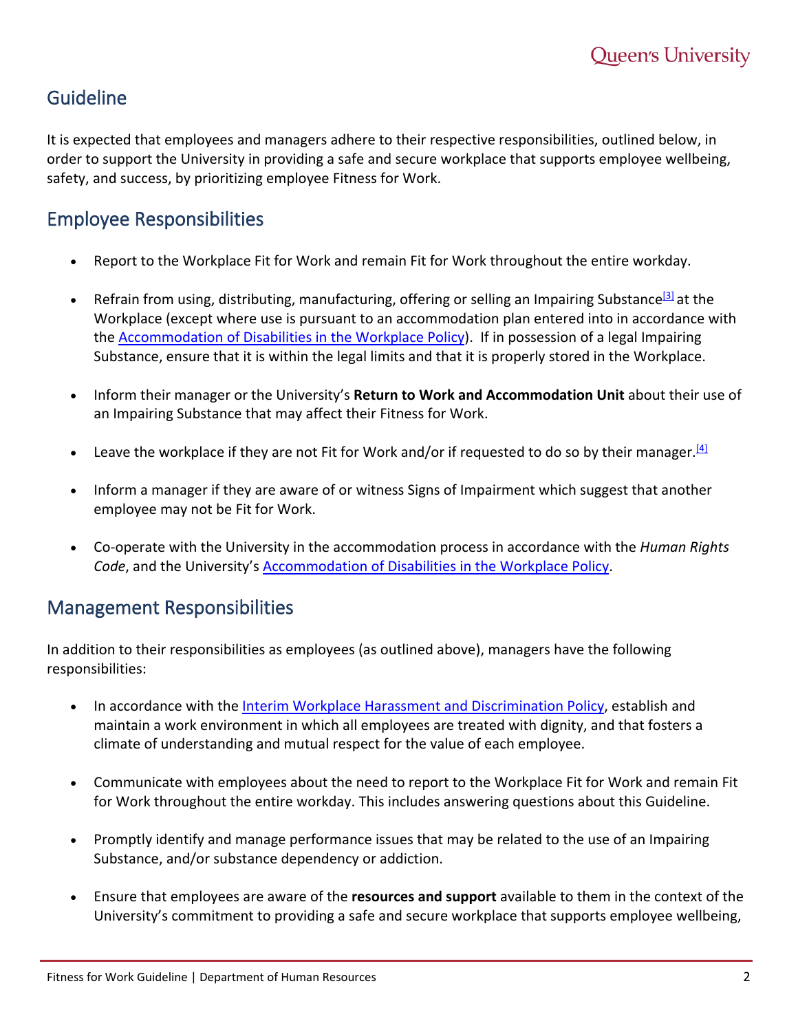## Guideline

It is expected that employees and managers adhere to their respective responsibilities, outlined below, in order to support the University in providing a safe and secure workplace that supports employee wellbeing, safety, and success, by prioritizing employee Fitness for Work.

## Employee Responsibilities

- Report to the Workplace Fit for Work and remain Fit for Work throughout the entire workday.
- Refrain from using, distributing, manufacturing, offering or selling an Impairing Substance[3] at the Workplace (except where use is pursuant to an accommodation plan entered into in accordance with the Accommodation of Disabilities in the Workplace Policy). If in possession of a legal Impairing Substance, ensure that it is within the legal limits and that it is properly stored in the Workplace.
- Inform their manager or the University's **Return to Work and Accommodation Unit** about their use of an Impairing Substance that may affect their Fitness for Work.
- Leave the workplace if they are not Fit for Work and/or if requested to do so by their manager.[4]
- Inform a manager if they are aware of or witness Signs of Impairment which suggest that another employee may not be Fit for Work.
- Co-operate with the University in the accommodation process in accordance with the *Human Rights Code*, and the University's Accommodation of Disabilities in the Workplace Policy.

## Management Responsibilities

In addition to their responsibilities as employees (as outlined above), managers have the following responsibilities:

- In accordance with the Interim Workplace Harassment and Discrimination Policy, establish and maintain a work environment in which all employees are treated with dignity, and that fosters a climate of understanding and mutual respect for the value of each employee.
- Communicate with employees about the need to report to the Workplace Fit for Work and remain Fit for Work throughout the entire workday. This includes answering questions about this Guideline.
- Promptly identify and manage performance issues that may be related to the use of an Impairing Substance, and/or substance dependency or addiction.
- Ensure that employees are aware of the **resources and support** available to them in the context of the University's commitment to providing a safe and secure workplace that supports employee wellbeing,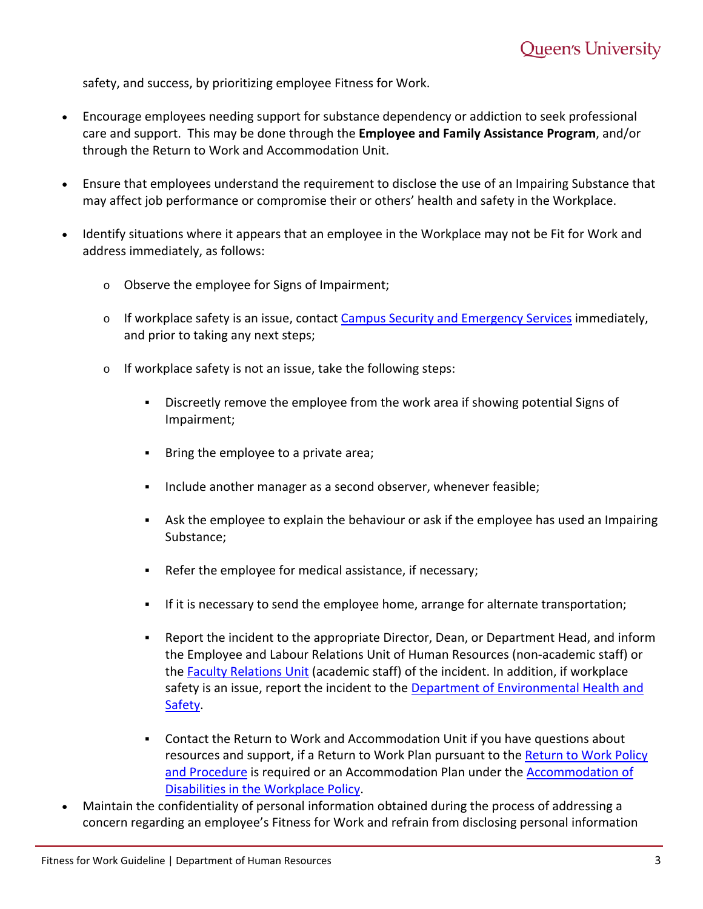safety, and success, by prioritizing employee Fitness for Work.

- Encourage employees needing support for substance dependency or addiction to seek professional care and support. This may be done through the **Employee and Family Assistance Program**, and/or through the Return to Work and Accommodation Unit.
- Ensure that employees understand the requirement to disclose the use of an Impairing Substance that may affect job performance or compromise their or others' health and safety in the Workplace.
- Identify situations where it appears that an employee in the Workplace may not be Fit for Work and address immediately, as follows:
  - Observe the employee for Signs of Impairment;
  - If workplace safety is an issue, contact [Campus Security and Emergency Services]() immediately, and prior to taking any next steps;
  - If workplace safety is not an issue, take the following steps:
    - Discreetly remove the employee from the work area if showing potential Signs of Impairment;
    - Bring the employee to a private area;
    - Include another manager as a second observer, whenever feasible;
    - Ask the employee to explain the behaviour or ask if the employee has used an Impairing Substance;
    - Refer the employee for medical assistance, if necessary;
    - If it is necessary to send the employee home, arrange for alternate transportation;
    - Report the incident to the appropriate Director, Dean, or Department Head, and inform the Employee and Labour Relations Unit of Human Resources (non-academic staff) or the [Faculty Relations Unit]() (academic staff) of the incident. In addition, if workplace safety is an issue, report the incident to the [Department of Environmental Health and Safety]().
    - Contact the Return to Work and Accommodation Unit if you have questions about resources and support, if a Return to Work Plan pursuant to the [Return to Work Policy and Procedure]() is required or an Accommodation Plan under the [Accommodation of Disabilities in the Workplace Policy]().
- Maintain the confidentiality of personal information obtained during the process of addressing a concern regarding an employee's Fitness for Work and refrain from disclosing personal information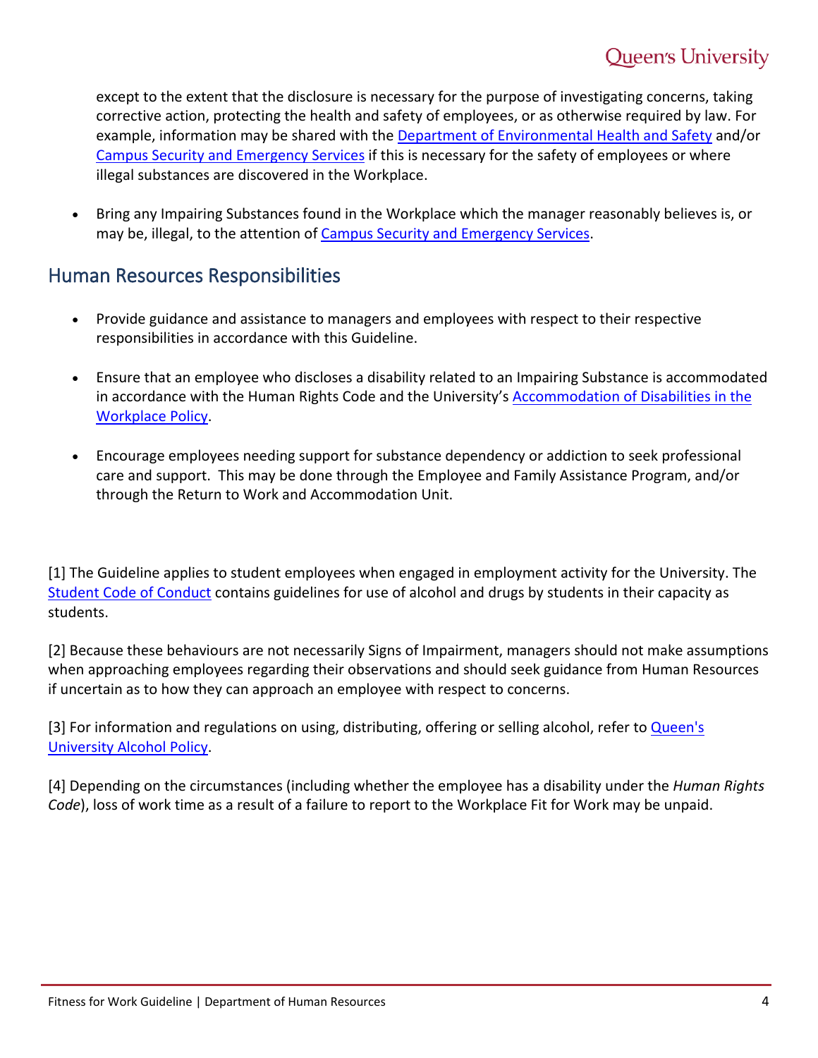except to the extent that the disclosure is necessary for the purpose of investigating concerns, taking corrective action, protecting the health and safety of employees, or as otherwise required by law. For example, information may be shared with the Department of Environmental Health and Safety and/or Campus Security and Emergency Services if this is necessary for the safety of employees or where illegal substances are discovered in the Workplace.

- Bring any Impairing Substances found in the Workplace which the manager reasonably believes is, or may be, illegal, to the attention of Campus Security and Emergency Services.

## Human Resources Responsibilities

- Provide guidance and assistance to managers and employees with respect to their respective responsibilities in accordance with this Guideline.
- Ensure that an employee who discloses a disability related to an Impairing Substance is accommodated in accordance with the Human Rights Code and the University's Accommodation of Disabilities in the Workplace Policy.
- Encourage employees needing support for substance dependency or addiction to seek professional care and support. This may be done through the Employee and Family Assistance Program, and/or through the Return to Work and Accommodation Unit.

[1] The Guideline applies to student employees when engaged in employment activity for the University. The Student Code of Conduct contains guidelines for use of alcohol and drugs by students in their capacity as students.

[2] Because these behaviours are not necessarily Signs of Impairment, managers should not make assumptions when approaching employees regarding their observations and should seek guidance from Human Resources if uncertain as to how they can approach an employee with respect to concerns.

[3] For information and regulations on using, distributing, offering or selling alcohol, refer to Queen's University Alcohol Policy.

[4] Depending on the circumstances (including whether the employee has a disability under the *Human Rights Code*), loss of work time as a result of a failure to report to the Workplace Fit for Work may be unpaid.